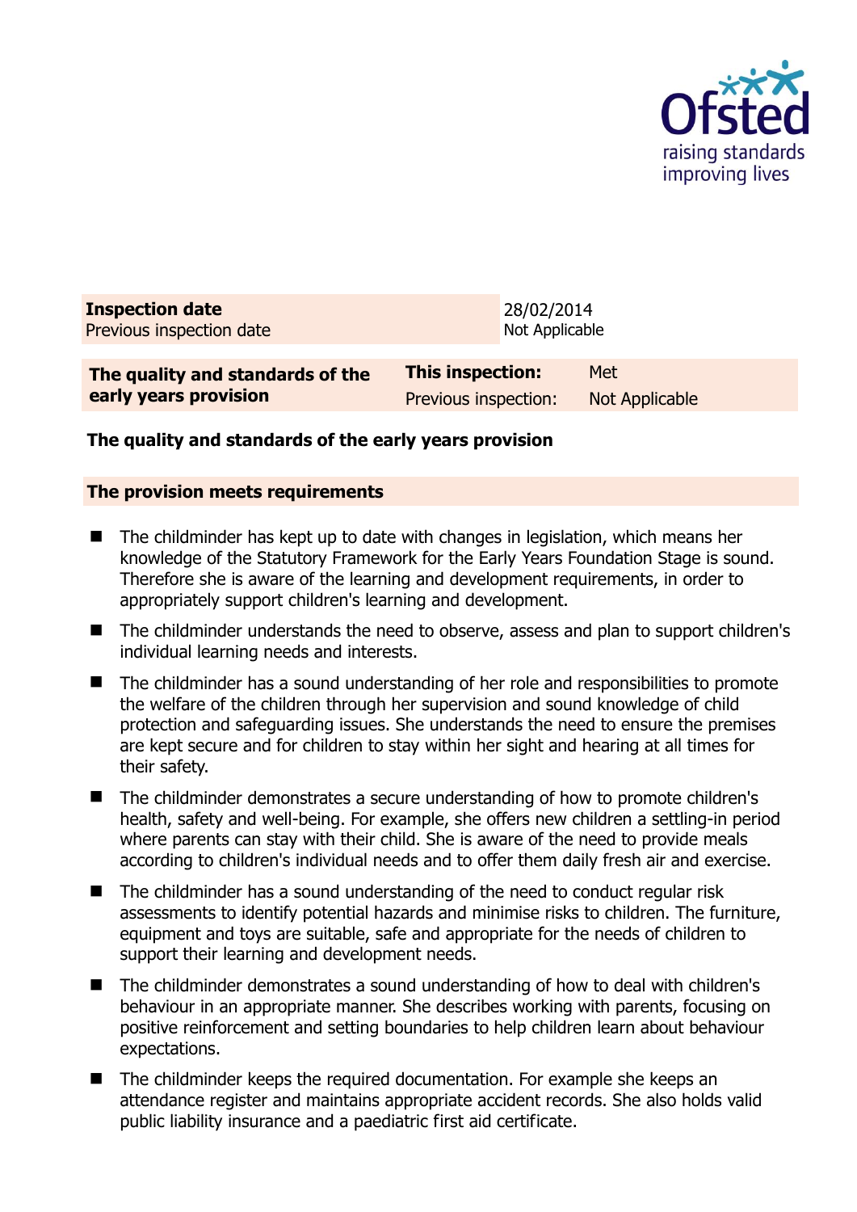| **Inspection date** | 28/02/2014 |
|---|---|
| Previous inspection date | Not Applicable |

| **The quality and standards of the early years provision** | **This inspection:** | Met |
|---|---|---|
| | Previous inspection: | Not Applicable |

## The quality and standards of the early years provision

### The provision meets requirements

- The childminder has kept up to date with changes in legislation, which means her knowledge of the Statutory Framework for the Early Years Foundation Stage is sound. Therefore she is aware of the learning and development requirements, in order to appropriately support children's learning and development.
- The childminder understands the need to observe, assess and plan to support children's individual learning needs and interests.
- The childminder has a sound understanding of her role and responsibilities to promote the welfare of the children through her supervision and sound knowledge of child protection and safeguarding issues. She understands the need to ensure the premises are kept secure and for children to stay within her sight and hearing at all times for their safety.
- The childminder demonstrates a secure understanding of how to promote children's health, safety and well-being. For example, she offers new children a settling-in period where parents can stay with their child. She is aware of the need to provide meals according to children's individual needs and to offer them daily fresh air and exercise.
- The childminder has a sound understanding of the need to conduct regular risk assessments to identify potential hazards and minimise risks to children. The furniture, equipment and toys are suitable, safe and appropriate for the needs of children to support their learning and development needs.
- The childminder demonstrates a sound understanding of how to deal with children's behaviour in an appropriate manner. She describes working with parents, focusing on positive reinforcement and setting boundaries to help children learn about behaviour expectations.
- The childminder keeps the required documentation. For example she keeps an attendance register and maintains appropriate accident records. She also holds valid public liability insurance and a paediatric first aid certificate.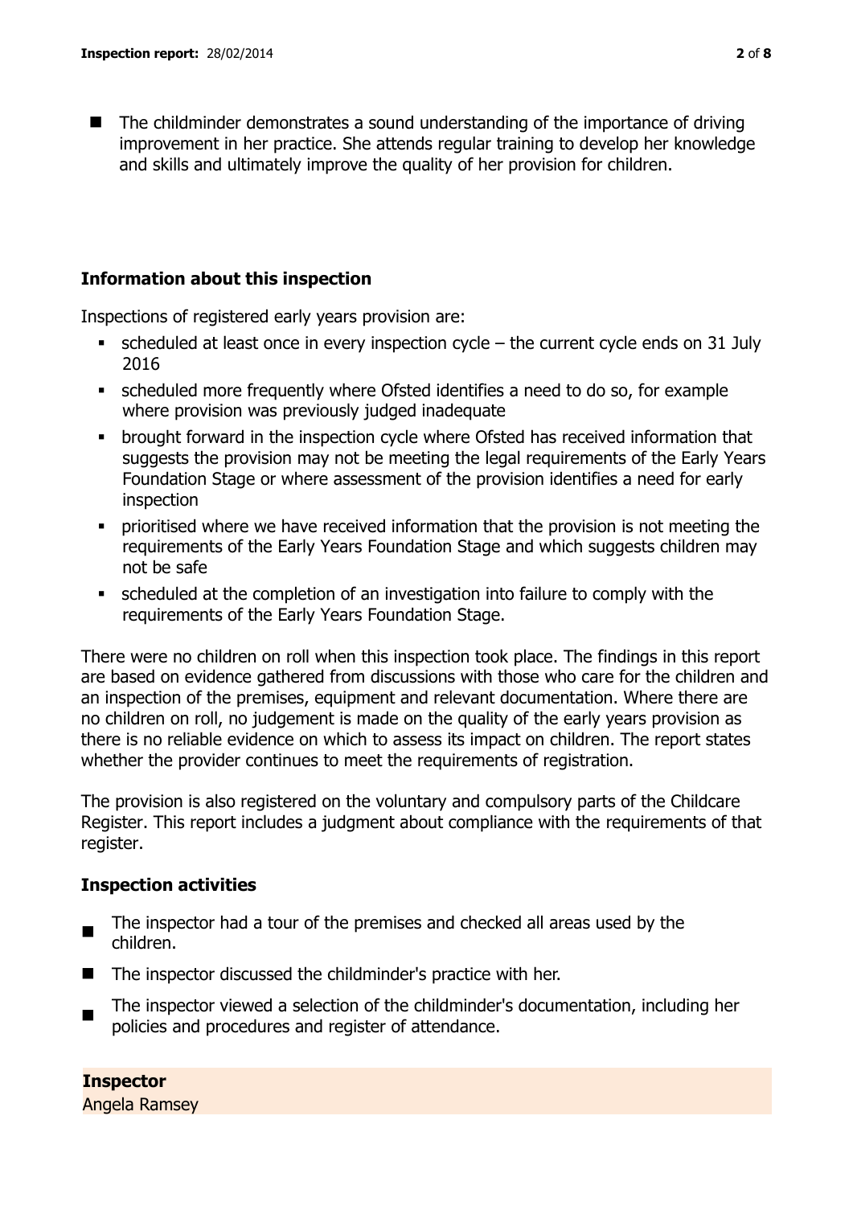- The childminder demonstrates a sound understanding of the importance of driving improvement in her practice. She attends regular training to develop her knowledge and skills and ultimately improve the quality of her provision for children.

## Information about this inspection

Inspections of registered early years provision are:

- scheduled at least once in every inspection cycle – the current cycle ends on 31 July 2016
- scheduled more frequently where Ofsted identifies a need to do so, for example where provision was previously judged inadequate
- brought forward in the inspection cycle where Ofsted has received information that suggests the provision may not be meeting the legal requirements of the Early Years Foundation Stage or where assessment of the provision identifies a need for early inspection
- prioritised where we have received information that the provision is not meeting the requirements of the Early Years Foundation Stage and which suggests children may not be safe
- scheduled at the completion of an investigation into failure to comply with the requirements of the Early Years Foundation Stage.

There were no children on roll when this inspection took place. The findings in this report are based on evidence gathered from discussions with those who care for the children and an inspection of the premises, equipment and relevant documentation. Where there are no children on roll, no judgement is made on the quality of the early years provision as there is no reliable evidence on which to assess its impact on children. The report states whether the provider continues to meet the requirements of registration.

The provision is also registered on the voluntary and compulsory parts of the Childcare Register. This report includes a judgment about compliance with the requirements of that register.

## Inspection activities

- The inspector had a tour of the premises and checked all areas used by the children.
- The inspector discussed the childminder's practice with her.
- The inspector viewed a selection of the childminder's documentation, including her policies and procedures and register of attendance.

**Inspector**
Angela Ramsey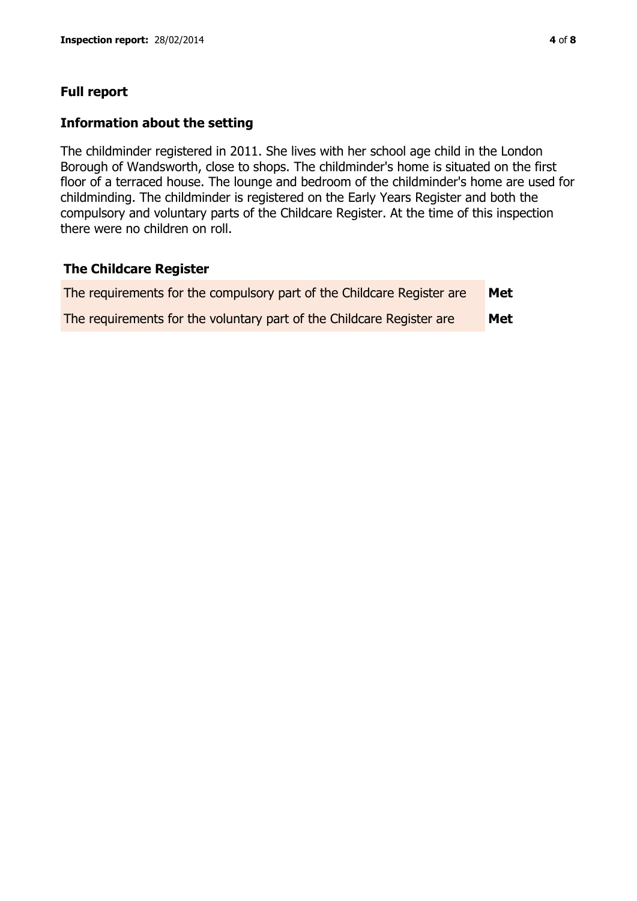## Full report

### Information about the setting

The childminder registered in 2011. She lives with her school age child in the London Borough of Wandsworth, close to shops. The childminder's home is situated on the first floor of a terraced house. The lounge and bedroom of the childminder's home are used for childminding. The childminder is registered on the Early Years Register and both the compulsory and voluntary parts of the Childcare Register. At the time of this inspection there were no children on roll.

### The Childcare Register

| | |
|---|---|
| The requirements for the compulsory part of the Childcare Register are | **Met** |
| The requirements for the voluntary part of the Childcare Register are | **Met** |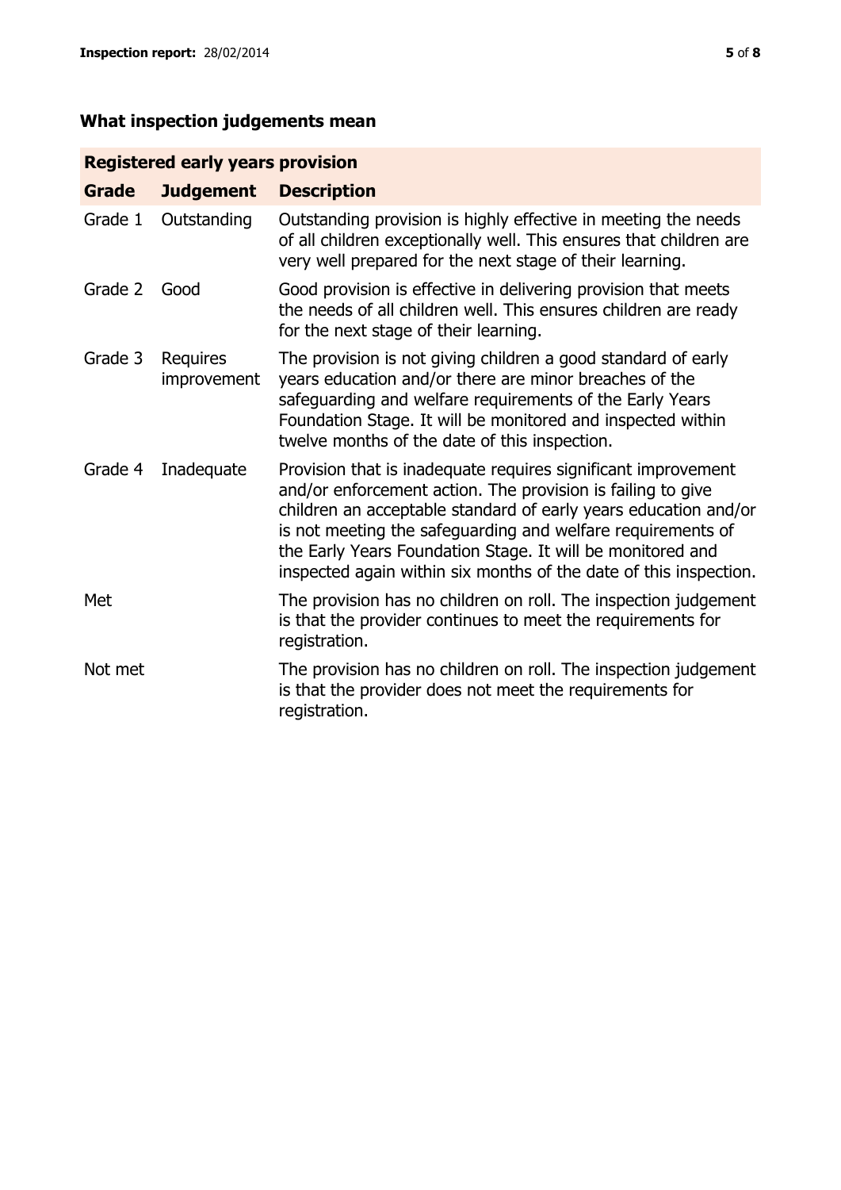## What inspection judgements mean

| Registered early years provision | | |
|---|---|---|
| **Grade** | **Judgement** | **Description** |
| Grade 1 | Outstanding | Outstanding provision is highly effective in meeting the needs of all children exceptionally well. This ensures that children are very well prepared for the next stage of their learning. |
| Grade 2 | Good | Good provision is effective in delivering provision that meets the needs of all children well. This ensures children are ready for the next stage of their learning. |
| Grade 3 | Requires improvement | The provision is not giving children a good standard of early years education and/or there are minor breaches of the safeguarding and welfare requirements of the Early Years Foundation Stage. It will be monitored and inspected within twelve months of the date of this inspection. |
| Grade 4 | Inadequate | Provision that is inadequate requires significant improvement and/or enforcement action. The provision is failing to give children an acceptable standard of early years education and/or is not meeting the safeguarding and welfare requirements of the Early Years Foundation Stage. It will be monitored and inspected again within six months of the date of this inspection. |
| Met | | The provision has no children on roll. The inspection judgement is that the provider continues to meet the requirements for registration. |
| Not met | | The provision has no children on roll. The inspection judgement is that the provider does not meet the requirements for registration. |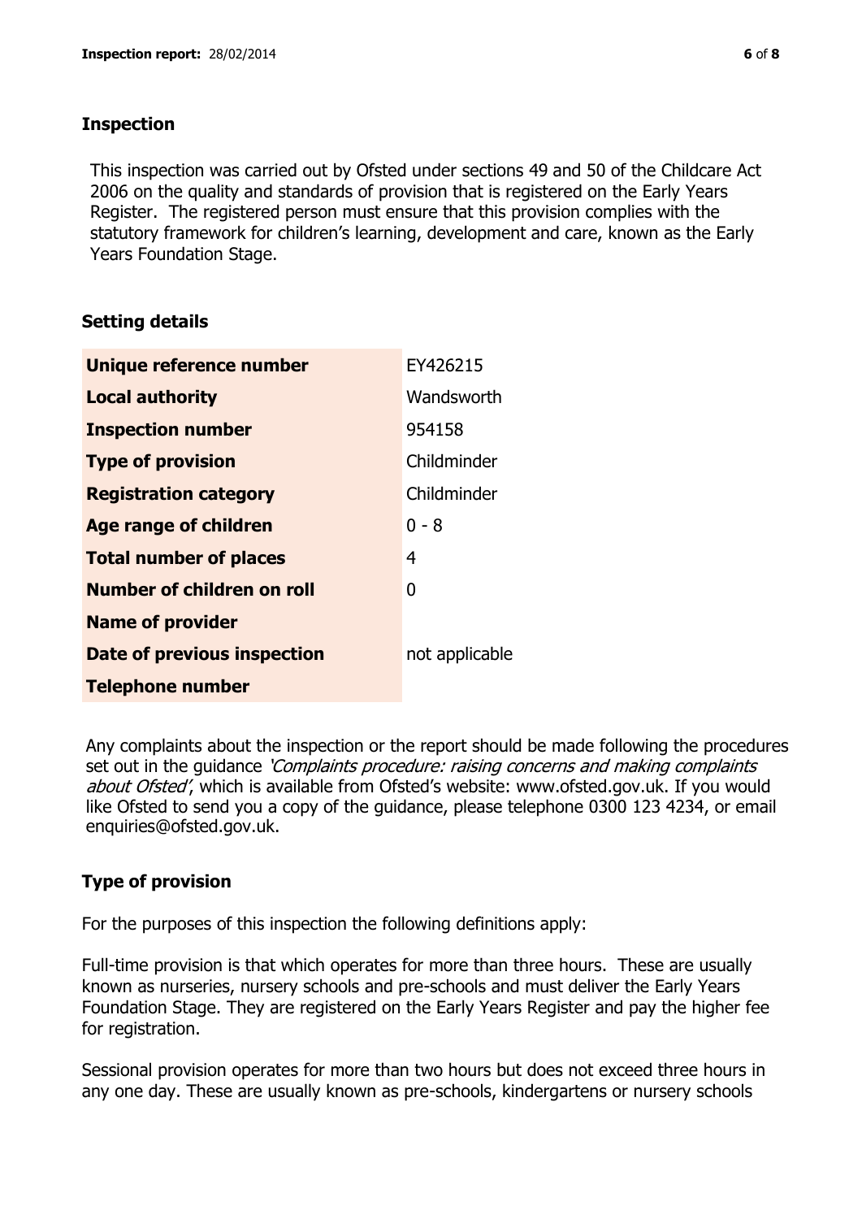## Inspection

This inspection was carried out by Ofsted under sections 49 and 50 of the Childcare Act 2006 on the quality and standards of provision that is registered on the Early Years Register. The registered person must ensure that this provision complies with the statutory framework for children's learning, development and care, known as the Early Years Foundation Stage.

## Setting details

| | |
|---|---|
| **Unique reference number** | EY426215 |
| **Local authority** | Wandsworth |
| **Inspection number** | 954158 |
| **Type of provision** | Childminder |
| **Registration category** | Childminder |
| **Age range of children** | 0 - 8 |
| **Total number of places** | 4 |
| **Number of children on roll** | 0 |
| **Name of provider** | |
| **Date of previous inspection** | not applicable |
| **Telephone number** | |

Any complaints about the inspection or the report should be made following the procedures set out in the guidance *'Complaints procedure: raising concerns and making complaints about Ofsted'*, which is available from Ofsted's website: www.ofsted.gov.uk. If you would like Ofsted to send you a copy of the guidance, please telephone 0300 123 4234, or email enquiries@ofsted.gov.uk.

## Type of provision

For the purposes of this inspection the following definitions apply:

Full-time provision is that which operates for more than three hours. These are usually known as nurseries, nursery schools and pre-schools and must deliver the Early Years Foundation Stage. They are registered on the Early Years Register and pay the higher fee for registration.

Sessional provision operates for more than two hours but does not exceed three hours in any one day. These are usually known as pre-schools, kindergartens or nursery schools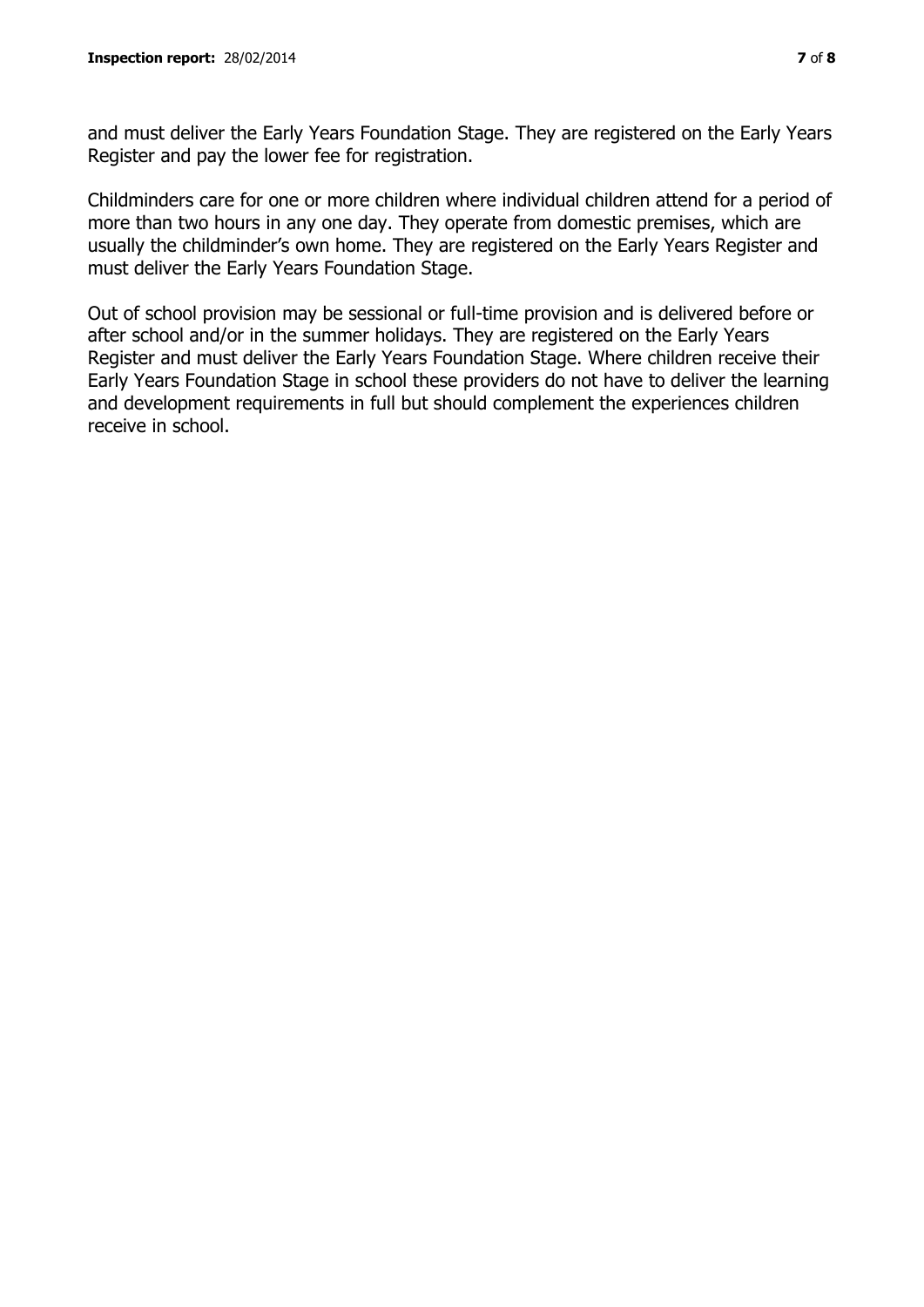and must deliver the Early Years Foundation Stage. They are registered on the Early Years Register and pay the lower fee for registration.

Childminders care for one or more children where individual children attend for a period of more than two hours in any one day. They operate from domestic premises, which are usually the childminder's own home. They are registered on the Early Years Register and must deliver the Early Years Foundation Stage.

Out of school provision may be sessional or full-time provision and is delivered before or after school and/or in the summer holidays. They are registered on the Early Years Register and must deliver the Early Years Foundation Stage. Where children receive their Early Years Foundation Stage in school these providers do not have to deliver the learning and development requirements in full but should complement the experiences children receive in school.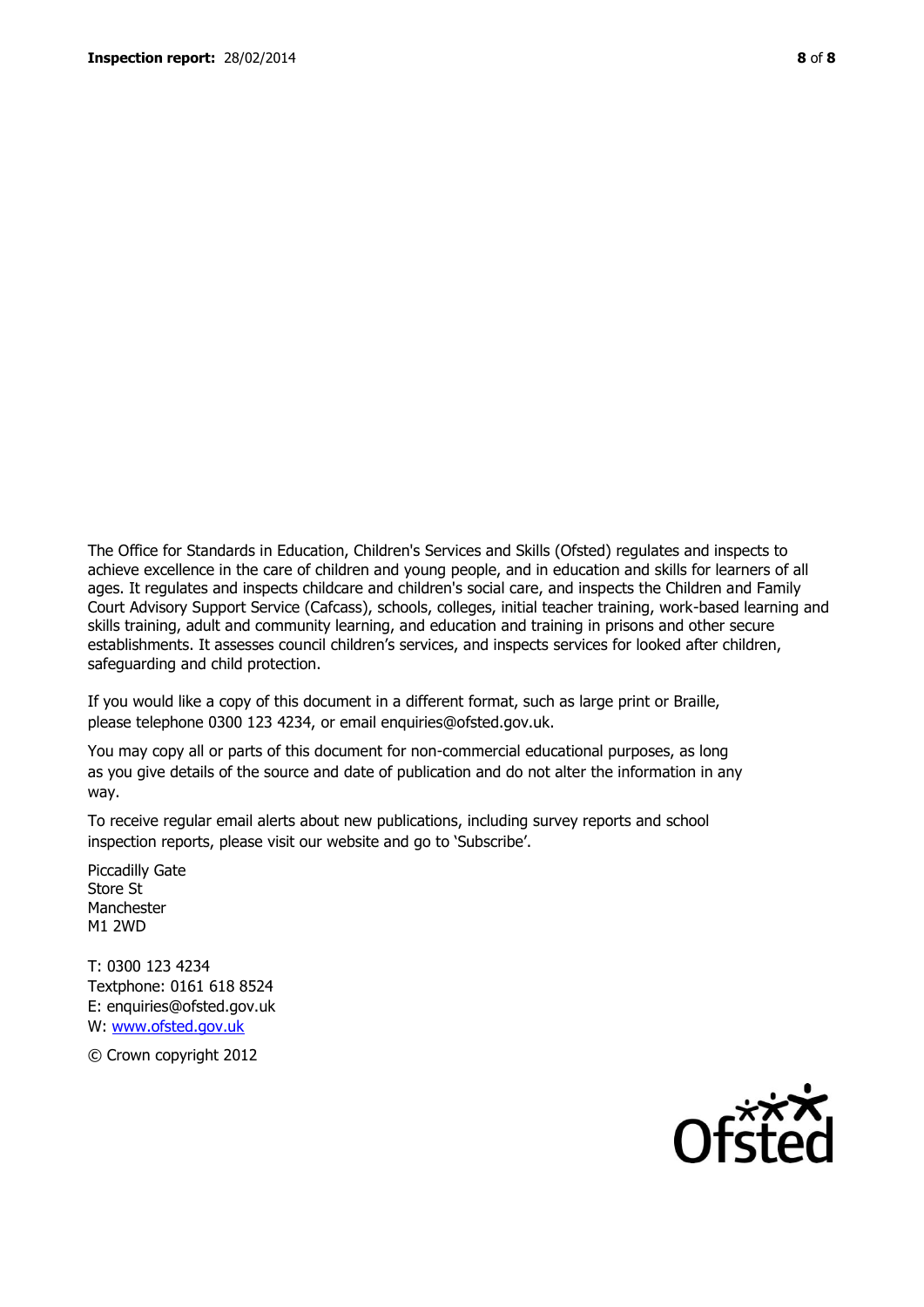The Office for Standards in Education, Children's Services and Skills (Ofsted) regulates and inspects to achieve excellence in the care of children and young people, and in education and skills for learners of all ages. It regulates and inspects childcare and children's social care, and inspects the Children and Family Court Advisory Support Service (Cafcass), schools, colleges, initial teacher training, work-based learning and skills training, adult and community learning, and education and training in prisons and other secure establishments. It assesses council children's services, and inspects services for looked after children, safeguarding and child protection.

If you would like a copy of this document in a different format, such as large print or Braille, please telephone 0300 123 4234, or email enquiries@ofsted.gov.uk.

You may copy all or parts of this document for non-commercial educational purposes, as long as you give details of the source and date of publication and do not alter the information in any way.

To receive regular email alerts about new publications, including survey reports and school inspection reports, please visit our website and go to 'Subscribe'.

Piccadilly Gate
Store St
Manchester
M1 2WD

T: 0300 123 4234
Textphone: 0161 618 8524
E: enquiries@ofsted.gov.uk
W: www.ofsted.gov.uk

© Crown copyright 2012